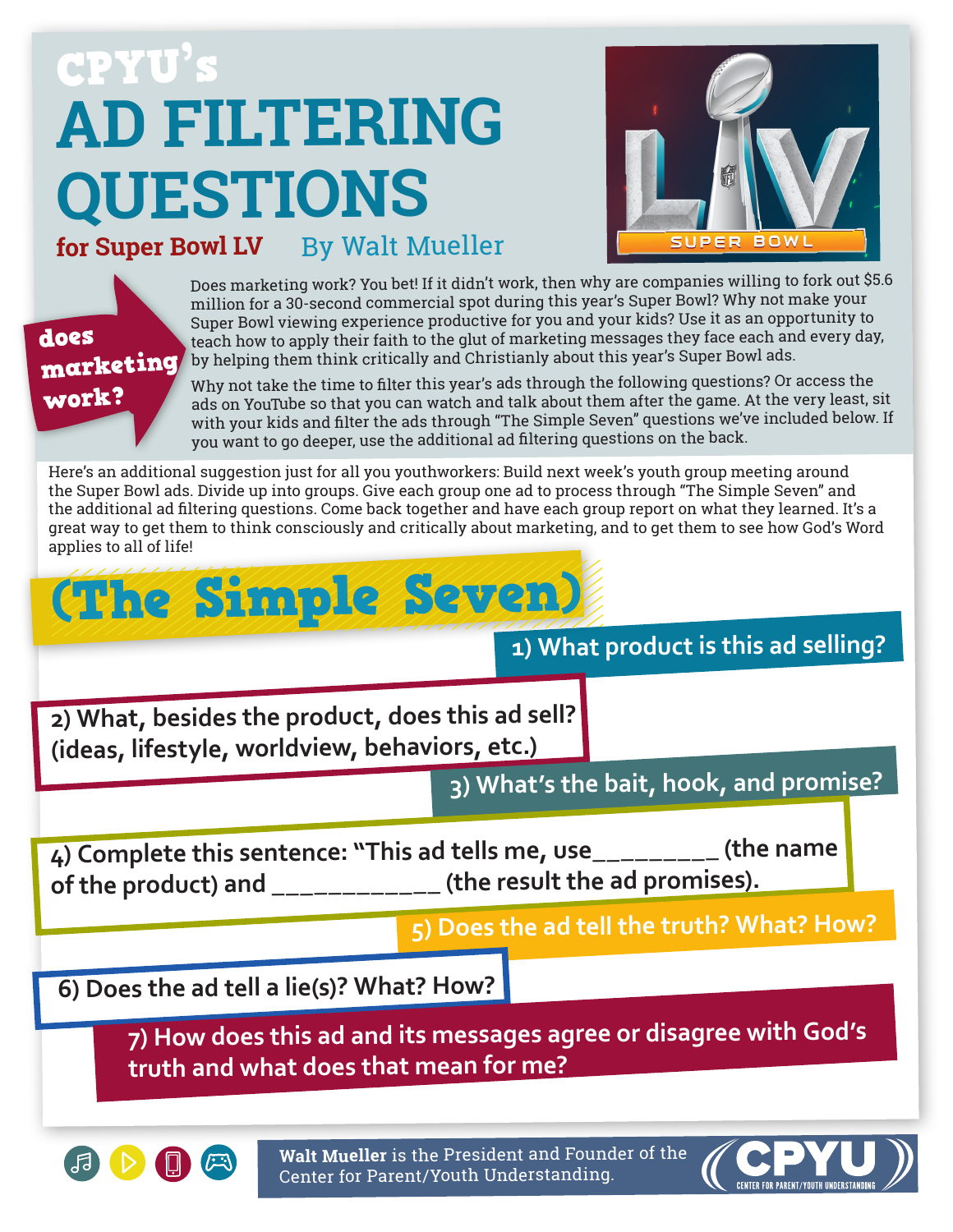# CPYU's AD FILTERING QUESTIONS

**for Super Bowl LV** By Walt Mueller

**does marketing work?**

Does marketing work? You bet! If it didn't work, then why are companies willing to fork out $5.6 million for a 30-second commercial spot during this year's Super Bowl? Why not make your Super Bowl viewing experience productive for you and your kids? Use it as an opportunity to teach how to apply their faith to the glut of marketing messages they face each and every day, by helping them think critically and Christianly about this year's Super Bowl ads.

Why not take the time to filter this year's ads through the following questions? Or access the ads on YouTube so that you can watch and talk about them after the game. At the very least, sit with your kids and filter the ads through "The Simple Seven" questions we've included below. If you want to go deeper, use the additional ad filtering questions on the back.

Here's an additional suggestion just for all you youthworkers: Build next week's youth group meeting around the Super Bowl ads. Divide up into groups. Give each group one ad to process through "The Simple Seven" and the additional ad filtering questions. Come back together and have each group report on what they learned. It's a great way to get them to think consciously and critically about marketing, and to get them to see how God's Word applies to all of life!

## (The Simple Seven)

1) What product is this ad selling?

2) What, besides the product, does this ad sell? (ideas, lifestyle, worldview, behaviors, etc.)

3) What's the bait, hook, and promise?

4) Complete this sentence: "This ad tells me, use_________ (the name of the product) and ____________ (the result the ad promises).

5) Does the ad tell the truth? What? How?

6) Does the ad tell a lie(s)? What? How?

7) How does this ad and its messages agree or disagree with God's truth and what does that mean for me?

**Walt Mueller** is the President and Founder of the Center for Parent/Youth Understanding.

CPYU — CENTER FOR PARENT/YOUTH UNDERSTANDING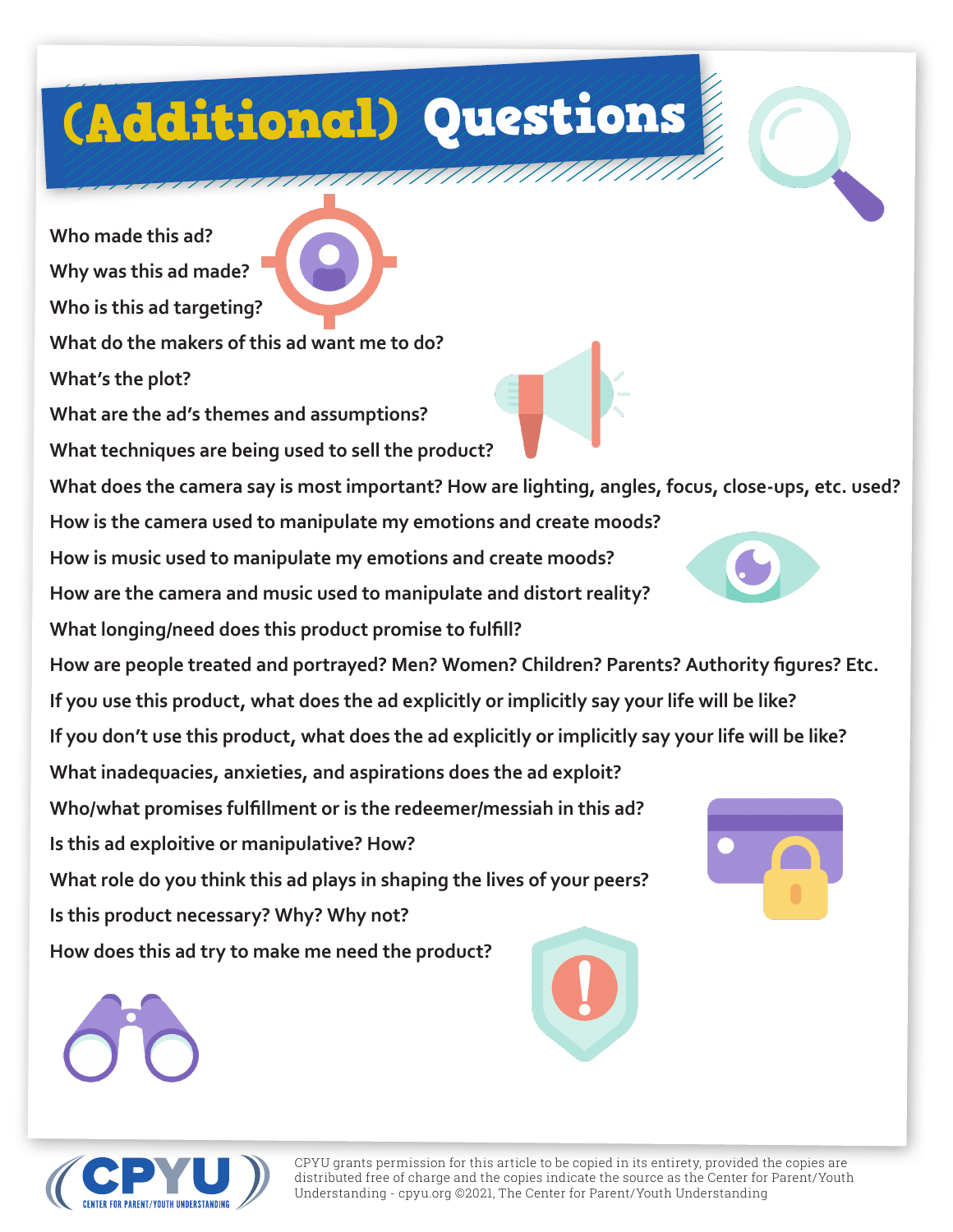# (Additional) Questions

Who made this ad?

Why was this ad made?

Who is this ad targeting?

What do the makers of this ad want me to do?

What's the plot?

What are the ad's themes and assumptions?

What techniques are being used to sell the product?

What does the camera say is most important? How are lighting, angles, focus, close-ups, etc. used?

How is the camera used to manipulate my emotions and create moods?

How is music used to manipulate my emotions and create moods?

How are the camera and music used to manipulate and distort reality?

What longing/need does this product promise to fulfill?

How are people treated and portrayed? Men? Women? Children? Parents? Authority figures? Etc.

If you use this product, what does the ad explicitly or implicitly say your life will be like?

If you don't use this product, what does the ad explicitly or implicitly say your life will be like?

What inadequacies, anxieties, and aspirations does the ad exploit?

Who/what promises fulfillment or is the redeemer/messiah in this ad?

Is this ad exploitive or manipulative? How?

What role do you think this ad plays in shaping the lives of your peers?

Is this product necessary? Why? Why not?

How does this ad try to make me need the product?

CPYU grants permission for this article to be copied in its entirety, provided the copies are distributed free of charge and the copies indicate the source as the Center for Parent/Youth Understanding - cpyu.org ©2021, The Center for Parent/Youth Understanding